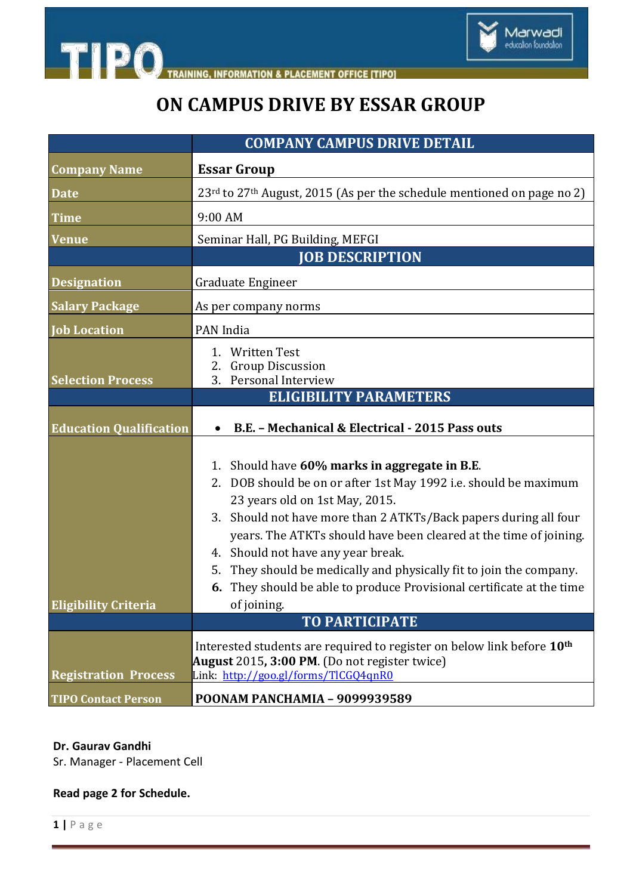# ON CAMPUS DRIVE BY ESSAR GROUP

| | COMPANY CAMPUS DRIVE DETAIL |
|---|---|
| **Company Name** | **Essar Group** |
| **Date** | 23rd to 27th August, 2015 (As per the schedule mentioned on page no 2) |
| **Time** | 9:00 AM |
| **Venue** | Seminar Hall, PG Building, MEFGI |
| | **JOB DESCRIPTION** |
| **Designation** | Graduate Engineer |
| **Salary Package** | As per company norms |
| **Job Location** | PAN India |
| **Selection Process** | 1. Written Test<br>2. Group Discussion<br>3. Personal Interview |
| | **ELIGIBILITY PARAMETERS** |
| **Education Qualification** | • **B.E. – Mechanical & Electrical - 2015 Pass outs** |
| **Eligibility Criteria** | 1. Should have **60% marks in aggregate in B.E**.<br>2. DOB should be on or after 1st May 1992 i.e. should be maximum 23 years old on 1st May, 2015.<br>3. Should not have more than 2 ATKTs/Back papers during all four years. The ATKTs should have been cleared at the time of joining.<br>4. Should not have any year break.<br>5. They should be medically and physically fit to join the company.<br>6. They should be able to produce Provisional certificate at the time of joining. |
| | **TO PARTICIPATE** |
| **Registration Process** | Interested students are required to register on below link before **10th August** 2015, **3:00 PM**. (Do not register twice)<br>Link: http://goo.gl/forms/TlCGQ4qnR0 |
| **TIPO Contact Person** | **POONAM PANCHAMIA – 9099939589** |

**Dr. Gaurav Gandhi**
Sr. Manager - Placement Cell

**Read page 2 for Schedule.**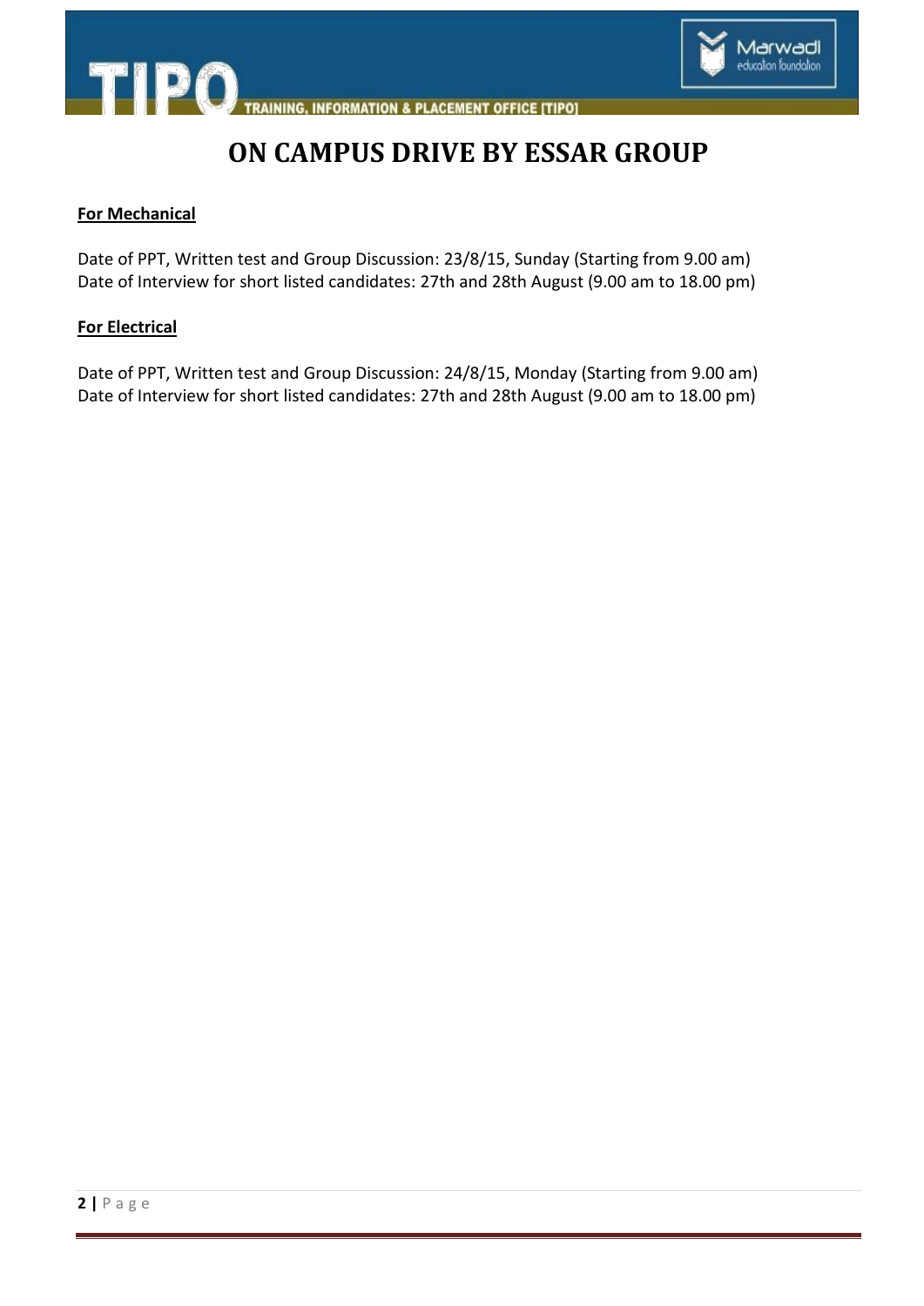# ON CAMPUS DRIVE BY ESSAR GROUP

**For Mechanical**

Date of PPT, Written test and Group Discussion: 23/8/15, Sunday (Starting from 9.00 am)
Date of Interview for short listed candidates: 27th and 28th August (9.00 am to 18.00 pm)

**For Electrical**

Date of PPT, Written test and Group Discussion: 24/8/15, Monday (Starting from 9.00 am)
Date of Interview for short listed candidates: 27th and 28th August (9.00 am to 18.00 pm)